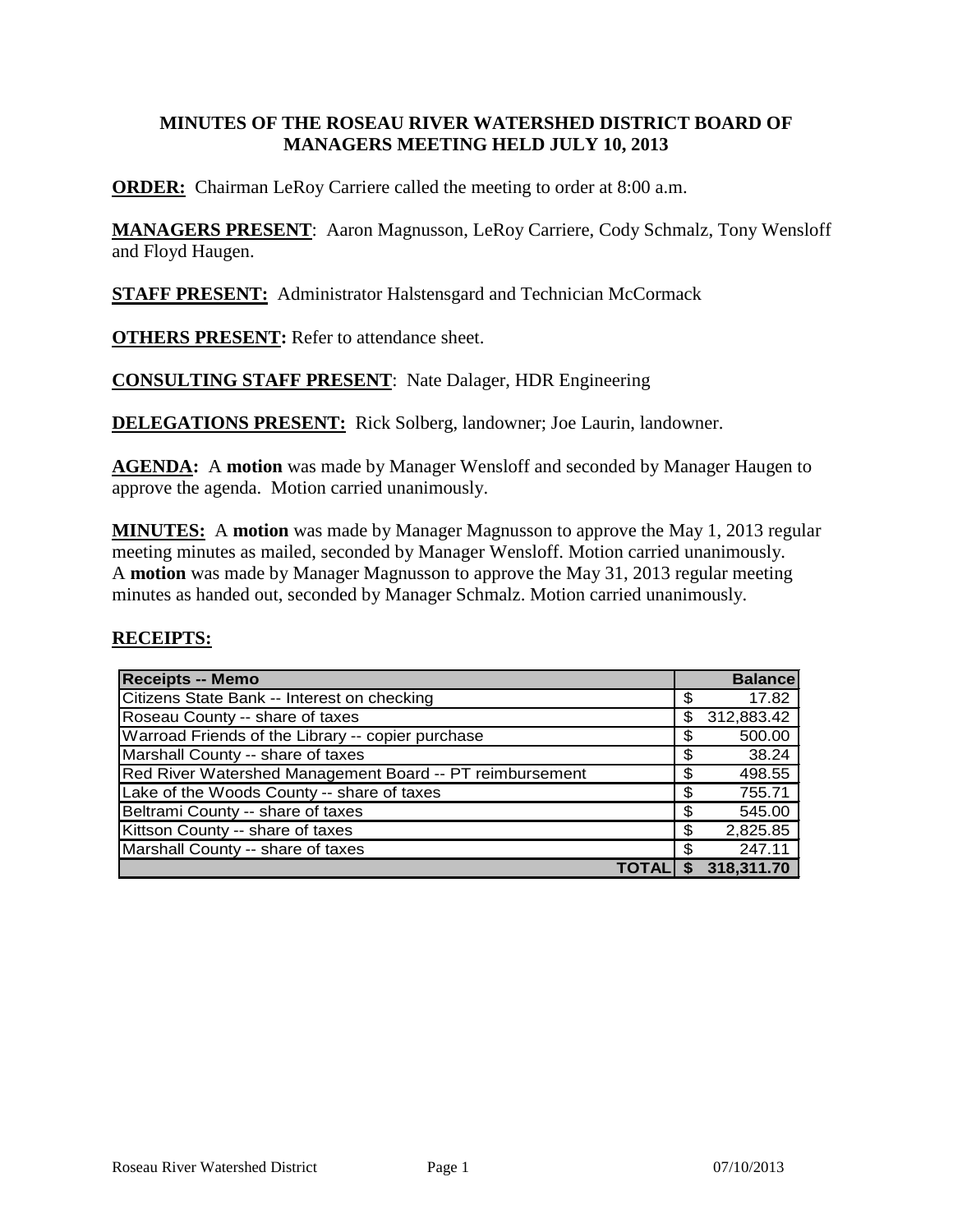# MINUTES OF THE ROSEAU RIVER WATERSHED DISTRICT BOARD OF MANAGERS MEETING HELD JULY 10, 2013

**ORDER:** Chairman LeRoy Carriere called the meeting to order at 8:00 a.m.

**MANAGERS PRESENT**: Aaron Magnusson, LeRoy Carriere, Cody Schmalz, Tony Wensloff and Floyd Haugen.

**STAFF PRESENT:** Administrator Halstensgard and Technician McCormack

**OTHERS PRESENT:** Refer to attendance sheet.

**CONSULTING STAFF PRESENT**: Nate Dalager, HDR Engineering

**DELEGATIONS PRESENT:** Rick Solberg, landowner; Joe Laurin, landowner.

**AGENDA:** A **motion** was made by Manager Wensloff and seconded by Manager Haugen to approve the agenda. Motion carried unanimously.

**MINUTES:** A **motion** was made by Manager Magnusson to approve the May 1, 2013 regular meeting minutes as mailed, seconded by Manager Wensloff. Motion carried unanimously. A **motion** was made by Manager Magnusson to approve the May 31, 2013 regular meeting minutes as handed out, seconded by Manager Schmalz. Motion carried unanimously.

**RECEIPTS:**

| Receipts -- Memo | Balance |
|---|---|
| Citizens State Bank -- Interest on checking | $ 17.82 |
| Roseau County -- share of taxes | $ 312,883.42 |
| Warroad Friends of the Library -- copier purchase | $ 500.00 |
| Marshall County -- share of taxes | $ 38.24 |
| Red River Watershed Management Board -- PT reimbursement | $ 498.55 |
| Lake of the Woods County -- share of taxes | $ 755.71 |
| Beltrami County -- share of taxes | $ 545.00 |
| Kittson County -- share of taxes | $ 2,825.85 |
| Marshall County -- share of taxes | $ 247.11 |
| **TOTAL** | **$ 318,311.70** |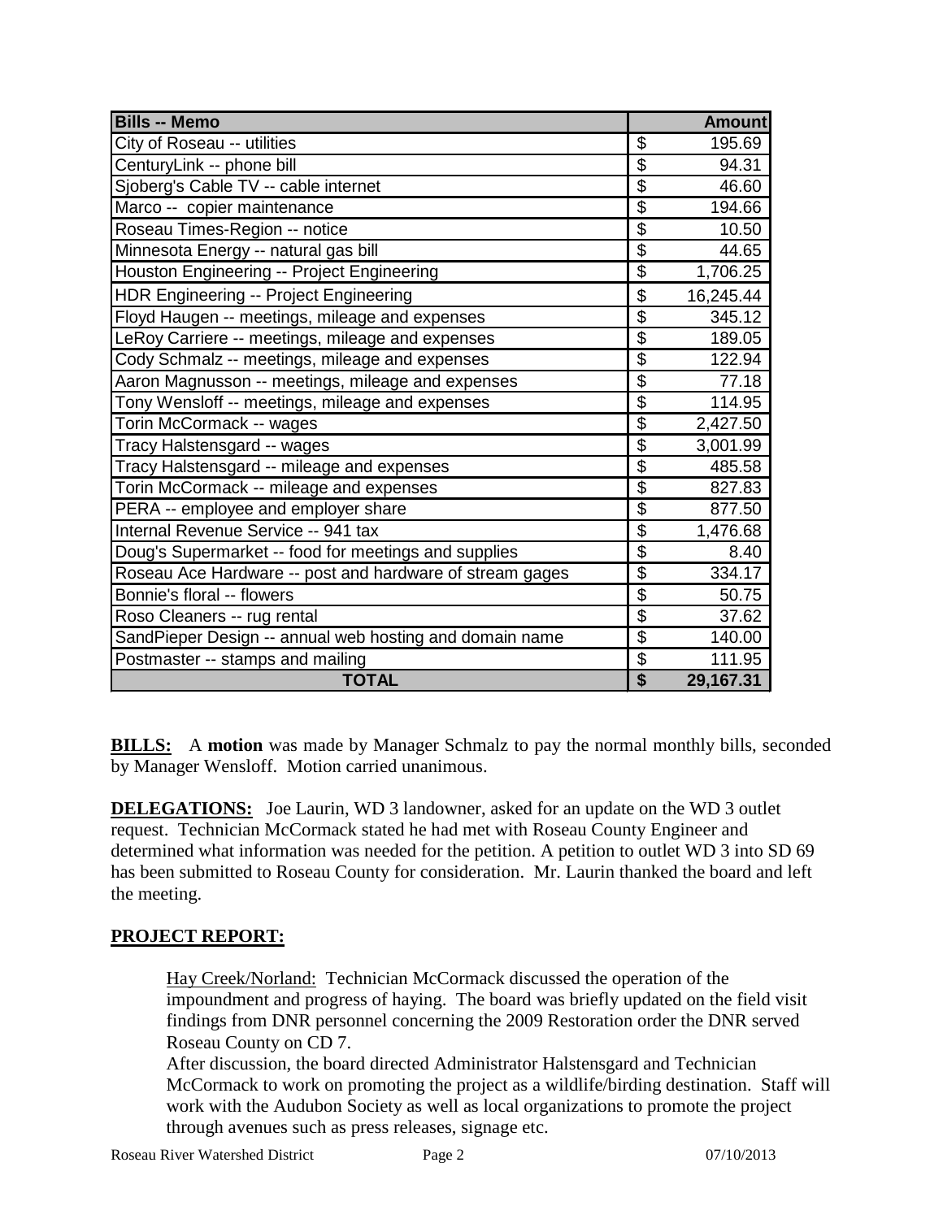| Bills -- Memo | Amount |
|---|---|
| City of Roseau -- utilities | $ 195.69 |
| CenturyLink -- phone bill | $ 94.31 |
| Sjoberg's Cable TV -- cable internet | $ 46.60 |
| Marco -- copier maintenance | $ 194.66 |
| Roseau Times-Region -- notice | $ 10.50 |
| Minnesota Energy -- natural gas bill | $ 44.65 |
| Houston Engineering -- Project Engineering | $ 1,706.25 |
| HDR Engineering -- Project Engineering | $ 16,245.44 |
| Floyd Haugen -- meetings, mileage and expenses | $ 345.12 |
| LeRoy Carriere -- meetings, mileage and expenses | $ 189.05 |
| Cody Schmalz -- meetings, mileage and expenses | $ 122.94 |
| Aaron Magnusson -- meetings, mileage and expenses | $ 77.18 |
| Tony Wensloff -- meetings, mileage and expenses | $ 114.95 |
| Torin McCormack -- wages | $ 2,427.50 |
| Tracy Halstensgard -- wages | $ 3,001.99 |
| Tracy Halstensgard -- mileage and expenses | $ 485.58 |
| Torin McCormack -- mileage and expenses | $ 827.83 |
| PERA -- employee and employer share | $ 877.50 |
| Internal Revenue Service -- 941 tax | $ 1,476.68 |
| Doug's Supermarket -- food for meetings and supplies | $ 8.40 |
| Roseau Ace Hardware -- post and hardware of stream gages | $ 334.17 |
| Bonnie's floral -- flowers | $ 50.75 |
| Roso Cleaners -- rug rental | $ 37.62 |
| SandPieper Design -- annual web hosting and domain name | $ 140.00 |
| Postmaster -- stamps and mailing | $ 111.95 |
| **TOTAL** | **$ 29,167.31** |

**BILLS:** A **motion** was made by Manager Schmalz to pay the normal monthly bills, seconded by Manager Wensloff. Motion carried unanimous.

**DELEGATIONS:** Joe Laurin, WD 3 landowner, asked for an update on the WD 3 outlet request. Technician McCormack stated he had met with Roseau County Engineer and determined what information was needed for the petition. A petition to outlet WD 3 into SD 69 has been submitted to Roseau County for consideration. Mr. Laurin thanked the board and left the meeting.

**PROJECT REPORT:**

Hay Creek/Norland: Technician McCormack discussed the operation of the impoundment and progress of haying. The board was briefly updated on the field visit findings from DNR personnel concerning the 2009 Restoration order the DNR served Roseau County on CD 7.
After discussion, the board directed Administrator Halstensgard and Technician McCormack to work on promoting the project as a wildlife/birding destination. Staff will work with the Audubon Society as well as local organizations to promote the project through avenues such as press releases, signage etc.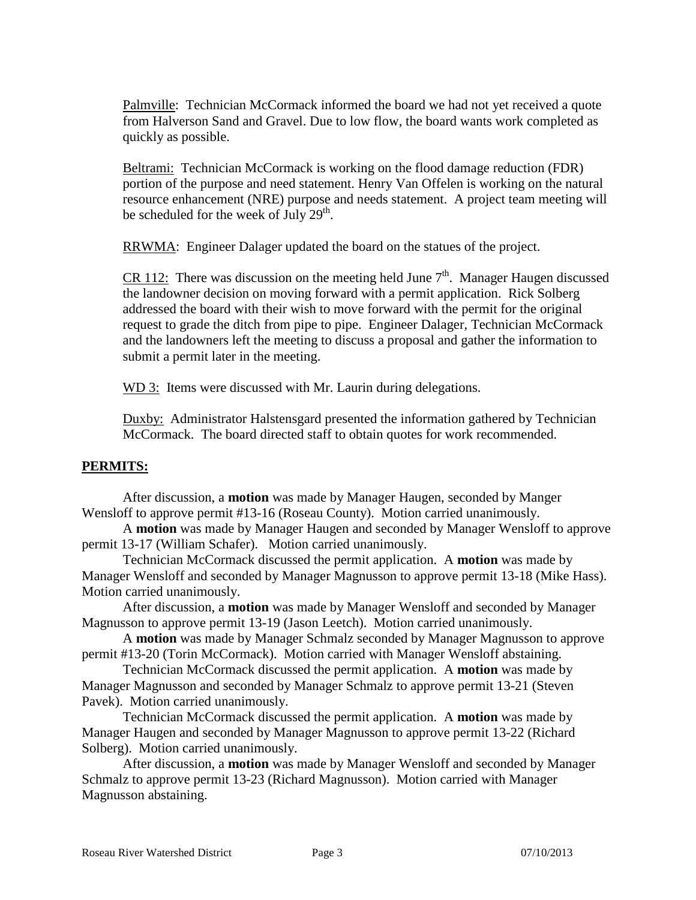Palmville: Technician McCormack informed the board we had not yet received a quote from Halverson Sand and Gravel. Due to low flow, the board wants work completed as quickly as possible.

Beltrami: Technician McCormack is working on the flood damage reduction (FDR) portion of the purpose and need statement. Henry Van Offelen is working on the natural resource enhancement (NRE) purpose and needs statement. A project team meeting will be scheduled for the week of July 29th.

RRWMA: Engineer Dalager updated the board on the statues of the project.

CR 112: There was discussion on the meeting held June 7th. Manager Haugen discussed the landowner decision on moving forward with a permit application. Rick Solberg addressed the board with their wish to move forward with the permit for the original request to grade the ditch from pipe to pipe. Engineer Dalager, Technician McCormack and the landowners left the meeting to discuss a proposal and gather the information to submit a permit later in the meeting.

WD 3: Items were discussed with Mr. Laurin during delegations.

Duxby: Administrator Halstensgard presented the information gathered by Technician McCormack. The board directed staff to obtain quotes for work recommended.

## PERMITS:

After discussion, a **motion** was made by Manager Haugen, seconded by Manger Wensloff to approve permit #13-16 (Roseau County). Motion carried unanimously.

A **motion** was made by Manager Haugen and seconded by Manager Wensloff to approve permit 13-17 (William Schafer). Motion carried unanimously.

Technician McCormack discussed the permit application. A **motion** was made by Manager Wensloff and seconded by Manager Magnusson to approve permit 13-18 (Mike Hass). Motion carried unanimously.

After discussion, a **motion** was made by Manager Wensloff and seconded by Manager Magnusson to approve permit 13-19 (Jason Leetch). Motion carried unanimously.

A **motion** was made by Manager Schmalz seconded by Manager Magnusson to approve permit #13-20 (Torin McCormack). Motion carried with Manager Wensloff abstaining.

Technician McCormack discussed the permit application. A **motion** was made by Manager Magnusson and seconded by Manager Schmalz to approve permit 13-21 (Steven Pavek). Motion carried unanimously.

Technician McCormack discussed the permit application. A **motion** was made by Manager Haugen and seconded by Manager Magnusson to approve permit 13-22 (Richard Solberg). Motion carried unanimously.

After discussion, a **motion** was made by Manager Wensloff and seconded by Manager Schmalz to approve permit 13-23 (Richard Magnusson). Motion carried with Manager Magnusson abstaining.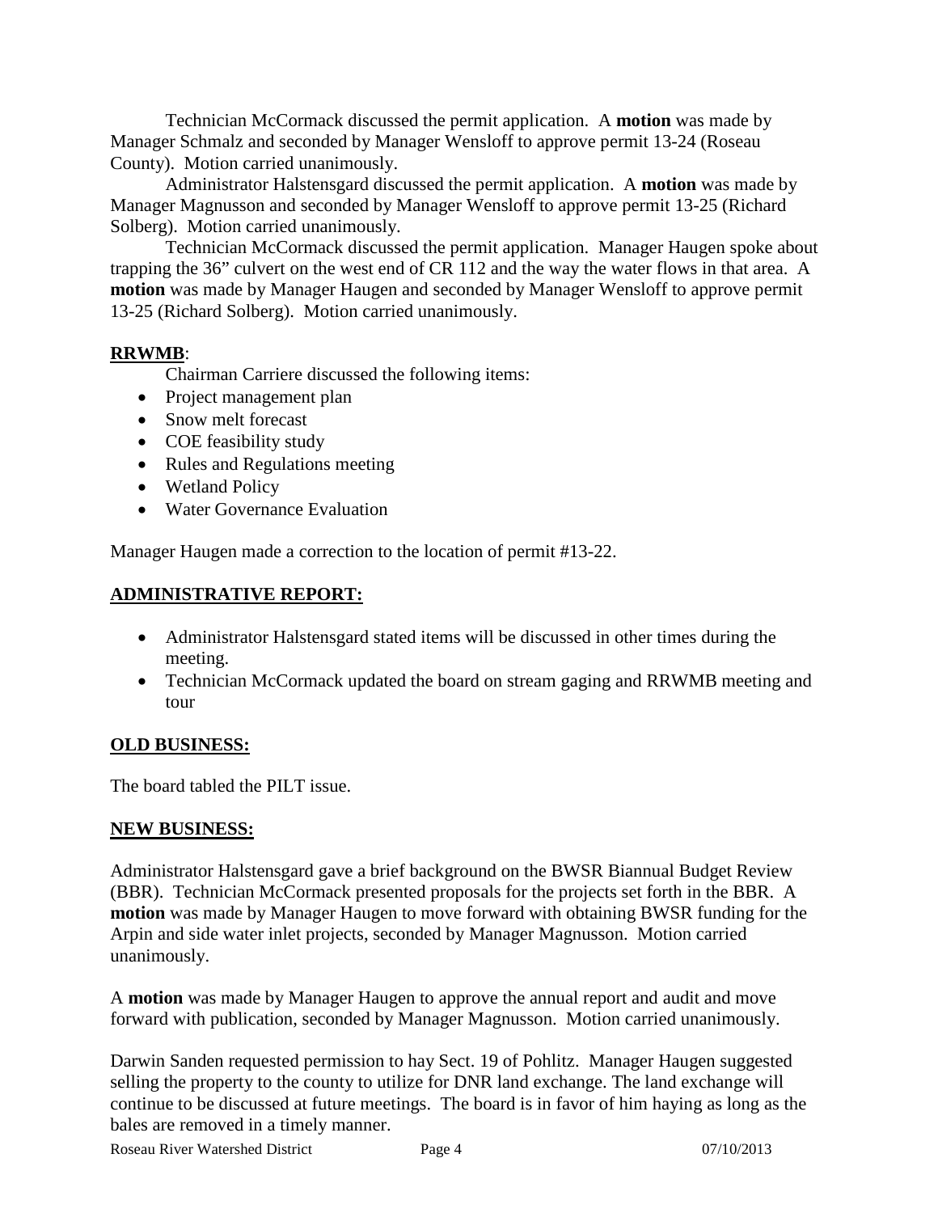Technician McCormack discussed the permit application. A **motion** was made by Manager Schmalz and seconded by Manager Wensloff to approve permit 13-24 (Roseau County). Motion carried unanimously.

Administrator Halstensgard discussed the permit application. A **motion** was made by Manager Magnusson and seconded by Manager Wensloff to approve permit 13-25 (Richard Solberg). Motion carried unanimously.

Technician McCormack discussed the permit application. Manager Haugen spoke about trapping the 36" culvert on the west end of CR 112 and the way the water flows in that area. A **motion** was made by Manager Haugen and seconded by Manager Wensloff to approve permit 13-25 (Richard Solberg). Motion carried unanimously.

**RRWMB**:

Chairman Carriere discussed the following items:

- Project management plan
- Snow melt forecast
- COE feasibility study
- Rules and Regulations meeting
- Wetland Policy
- Water Governance Evaluation

Manager Haugen made a correction to the location of permit #13-22.

## ADMINISTRATIVE REPORT:

- Administrator Halstensgard stated items will be discussed in other times during the meeting.
- Technician McCormack updated the board on stream gaging and RRWMB meeting and tour

## OLD BUSINESS:

The board tabled the PILT issue.

## NEW BUSINESS:

Administrator Halstensgard gave a brief background on the BWSR Biannual Budget Review (BBR). Technician McCormack presented proposals for the projects set forth in the BBR. A **motion** was made by Manager Haugen to move forward with obtaining BWSR funding for the Arpin and side water inlet projects, seconded by Manager Magnusson. Motion carried unanimously.

A **motion** was made by Manager Haugen to approve the annual report and audit and move forward with publication, seconded by Manager Magnusson. Motion carried unanimously.

Darwin Sanden requested permission to hay Sect. 19 of Pohlitz. Manager Haugen suggested selling the property to the county to utilize for DNR land exchange. The land exchange will continue to be discussed at future meetings. The board is in favor of him haying as long as the bales are removed in a timely manner.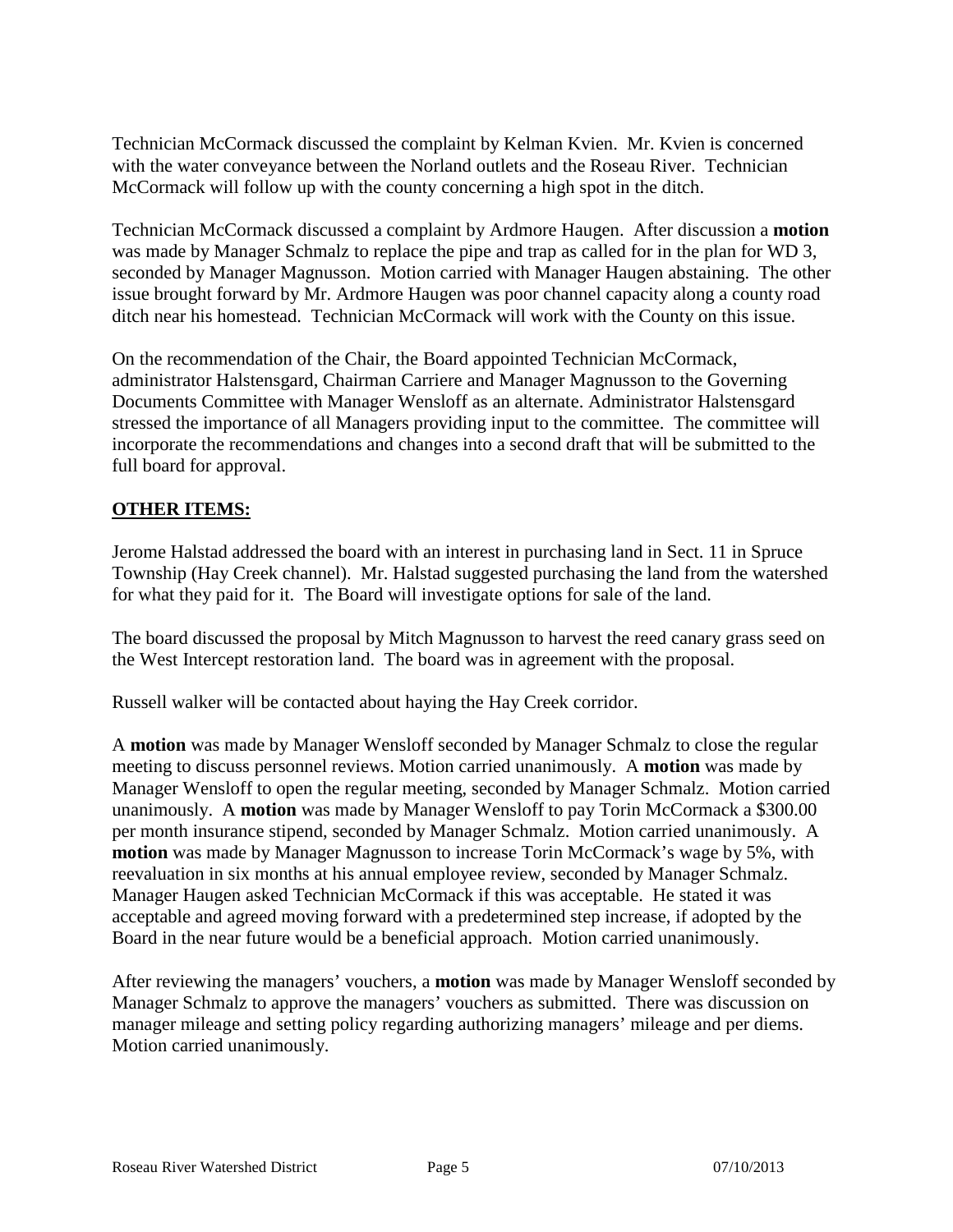Technician McCormack discussed the complaint by Kelman Kvien. Mr. Kvien is concerned with the water conveyance between the Norland outlets and the Roseau River. Technician McCormack will follow up with the county concerning a high spot in the ditch.

Technician McCormack discussed a complaint by Ardmore Haugen. After discussion a **motion** was made by Manager Schmalz to replace the pipe and trap as called for in the plan for WD 3, seconded by Manager Magnusson. Motion carried with Manager Haugen abstaining. The other issue brought forward by Mr. Ardmore Haugen was poor channel capacity along a county road ditch near his homestead. Technician McCormack will work with the County on this issue.

On the recommendation of the Chair, the Board appointed Technician McCormack, administrator Halstensgard, Chairman Carriere and Manager Magnusson to the Governing Documents Committee with Manager Wensloff as an alternate. Administrator Halstensgard stressed the importance of all Managers providing input to the committee. The committee will incorporate the recommendations and changes into a second draft that will be submitted to the full board for approval.

**OTHER ITEMS:**

Jerome Halstad addressed the board with an interest in purchasing land in Sect. 11 in Spruce Township (Hay Creek channel). Mr. Halstad suggested purchasing the land from the watershed for what they paid for it. The Board will investigate options for sale of the land.

The board discussed the proposal by Mitch Magnusson to harvest the reed canary grass seed on the West Intercept restoration land. The board was in agreement with the proposal.

Russell walker will be contacted about haying the Hay Creek corridor.

A **motion** was made by Manager Wensloff seconded by Manager Schmalz to close the regular meeting to discuss personnel reviews. Motion carried unanimously. A **motion** was made by Manager Wensloff to open the regular meeting, seconded by Manager Schmalz. Motion carried unanimously. A **motion** was made by Manager Wensloff to pay Torin McCormack a $300.00 per month insurance stipend, seconded by Manager Schmalz. Motion carried unanimously. A **motion** was made by Manager Magnusson to increase Torin McCormack's wage by 5%, with reevaluation in six months at his annual employee review, seconded by Manager Schmalz. Manager Haugen asked Technician McCormack if this was acceptable. He stated it was acceptable and agreed moving forward with a predetermined step increase, if adopted by the Board in the near future would be a beneficial approach. Motion carried unanimously.

After reviewing the managers' vouchers, a **motion** was made by Manager Wensloff seconded by Manager Schmalz to approve the managers' vouchers as submitted. There was discussion on manager mileage and setting policy regarding authorizing managers' mileage and per diems. Motion carried unanimously.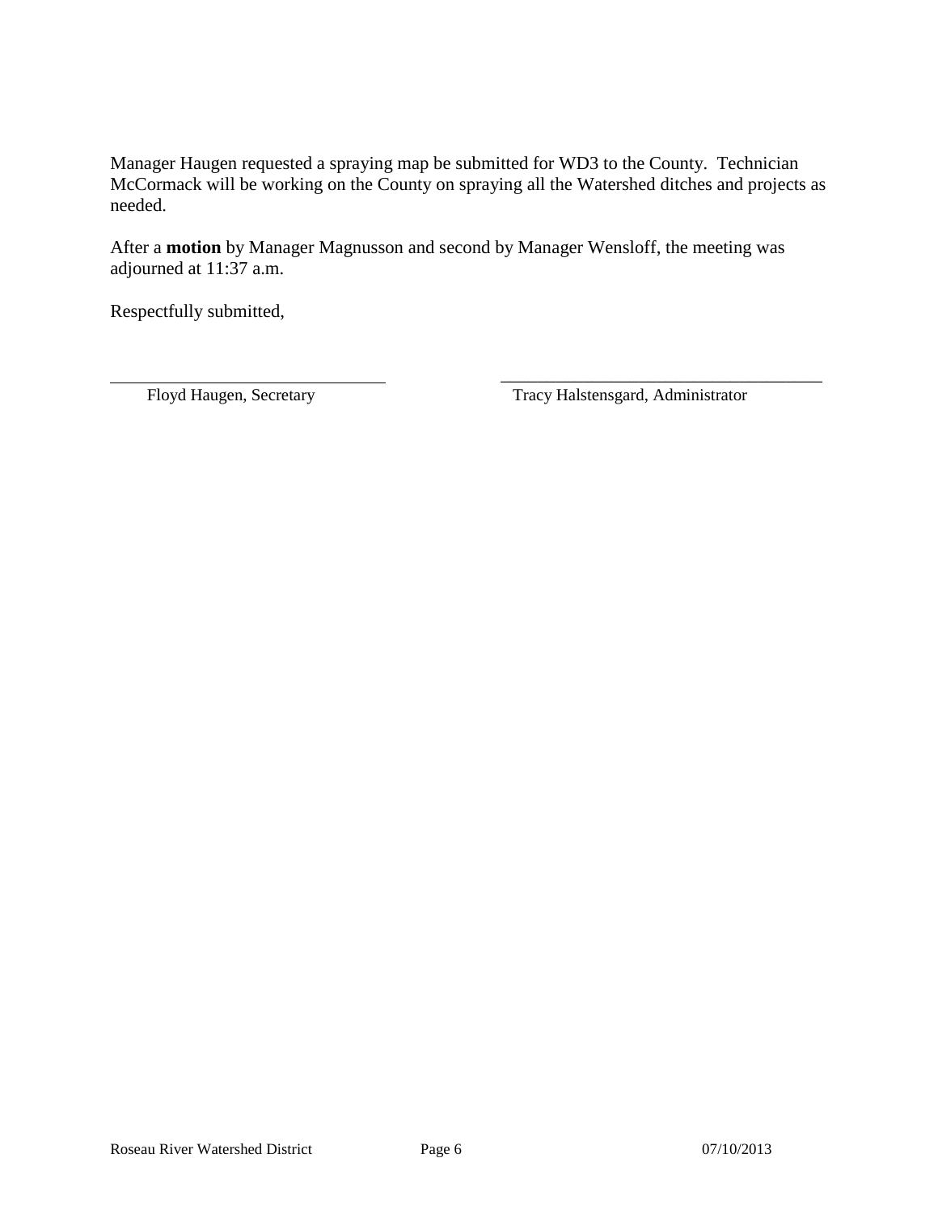Manager Haugen requested a spraying map be submitted for WD3 to the County. Technician McCormack will be working on the County on spraying all the Watershed ditches and projects as needed.

After a **motion** by Manager Magnusson and second by Manager Wensloff, the meeting was adjourned at 11:37 a.m.

Respectfully submitted,

\_\_\_\_\_\_\_\_\_\_\_\_\_\_\_\_\_\_\_\_\_\_\_\_\_\_\_\_\_\_\_\_ \_\_\_\_\_\_\_\_\_\_\_\_\_\_\_\_\_\_\_\_\_\_\_\_\_\_\_\_\_\_\_\_\_\_\_\_\_\_

Floyd Haugen, Secretary Tracy Halstensgard, Administrator